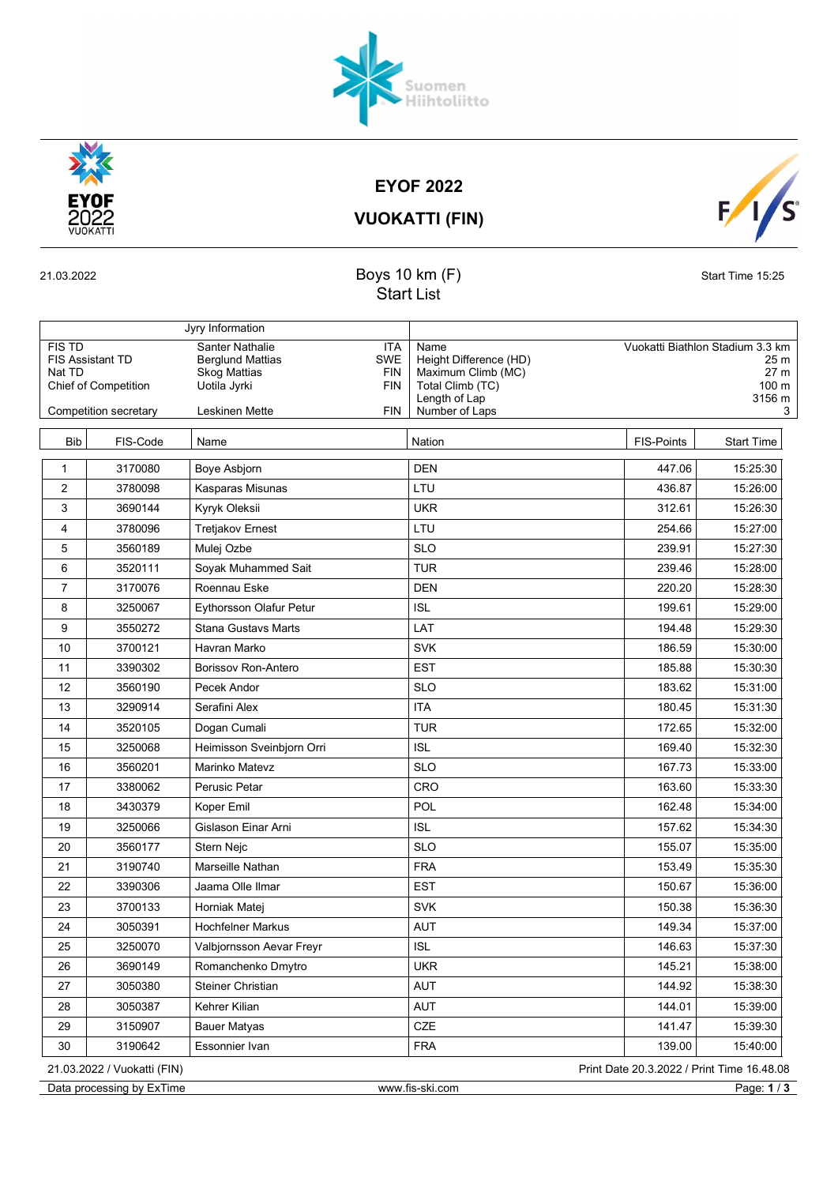# EYOF 2022

## VUOKATTI (FIN)

21.03.2022

## Boys 10 km (F)

## Start List

Start Time 15:25

| Jyry Information | | | | |
|---|---|---|---|---|
| FIS TD | Santer Nathalie | ITA | Name | Vuokatti Biathlon Stadium 3.3 km |
| FIS Assistant TD | Berglund Mattias | SWE | Height Difference (HD) | 25 m |
| Nat TD | Skog Mattias | FIN | Maximum Climb (MC) | 27 m |
| Chief of Competition | Uotila Jyrki | FIN | Total Climb (TC) | 100 m |
| | | | Length of Lap | 3156 m |
| Competition secretary | Leskinen Mette | FIN | Number of Laps | 3 |

| Bib | FIS-Code | Name | Nation | FIS-Points | Start Time |
|---|---|---|---|---|---|
| 1 | 3170080 | Boye Asbjorn | DEN | 447.06 | 15:25:30 |
| 2 | 3780098 | Kasparas Misunas | LTU | 436.87 | 15:26:00 |
| 3 | 3690144 | Kyryk Oleksii | UKR | 312.61 | 15:26:30 |
| 4 | 3780096 | Tretjakov Ernest | LTU | 254.66 | 15:27:00 |
| 5 | 3560189 | Mulej Ozbe | SLO | 239.91 | 15:27:30 |
| 6 | 3520111 | Soyak Muhammed Sait | TUR | 239.46 | 15:28:00 |
| 7 | 3170076 | Roennau Eske | DEN | 220.20 | 15:28:30 |
| 8 | 3250067 | Eythorsson Olafur Petur | ISL | 199.61 | 15:29:00 |
| 9 | 3550272 | Stana Gustavs Marts | LAT | 194.48 | 15:29:30 |
| 10 | 3700121 | Havran Marko | SVK | 186.59 | 15:30:00 |
| 11 | 3390302 | Borissov Ron-Antero | EST | 185.88 | 15:30:30 |
| 12 | 3560190 | Pecek Andor | SLO | 183.62 | 15:31:00 |
| 13 | 3290914 | Serafini Alex | ITA | 180.45 | 15:31:30 |
| 14 | 3520105 | Dogan Cumali | TUR | 172.65 | 15:32:00 |
| 15 | 3250068 | Heimisson Sveinbjorn Orri | ISL | 169.40 | 15:32:30 |
| 16 | 3560201 | Marinko Matevz | SLO | 167.73 | 15:33:00 |
| 17 | 3380062 | Perusic Petar | CRO | 163.60 | 15:33:30 |
| 18 | 3430379 | Koper Emil | POL | 162.48 | 15:34:00 |
| 19 | 3250066 | Gislason Einar Arni | ISL | 157.62 | 15:34:30 |
| 20 | 3560177 | Stern Nejc | SLO | 155.07 | 15:35:00 |
| 21 | 3190740 | Marseille Nathan | FRA | 153.49 | 15:35:30 |
| 22 | 3390306 | Jaama Olle Ilmar | EST | 150.67 | 15:36:00 |
| 23 | 3700133 | Horniak Matej | SVK | 150.38 | 15:36:30 |
| 24 | 3050391 | Hochfelner Markus | AUT | 149.34 | 15:37:00 |
| 25 | 3250070 | Valbjornsson Aevar Freyr | ISL | 146.63 | 15:37:30 |
| 26 | 3690149 | Romanchenko Dmytro | UKR | 145.21 | 15:38:00 |
| 27 | 3050380 | Steiner Christian | AUT | 144.92 | 15:38:30 |
| 28 | 3050387 | Kehrer Kilian | AUT | 144.01 | 15:39:00 |
| 29 | 3150907 | Bauer Matyas | CZE | 141.47 | 15:39:30 |
| 30 | 3190642 | Essonnier Ivan | FRA | 139.00 | 15:40:00 |

21.03.2022 / Vuokatti (FIN) Print Date 20.3.2022 / Print Time 16.48.08

Data processing by ExTime www.fis-ski.com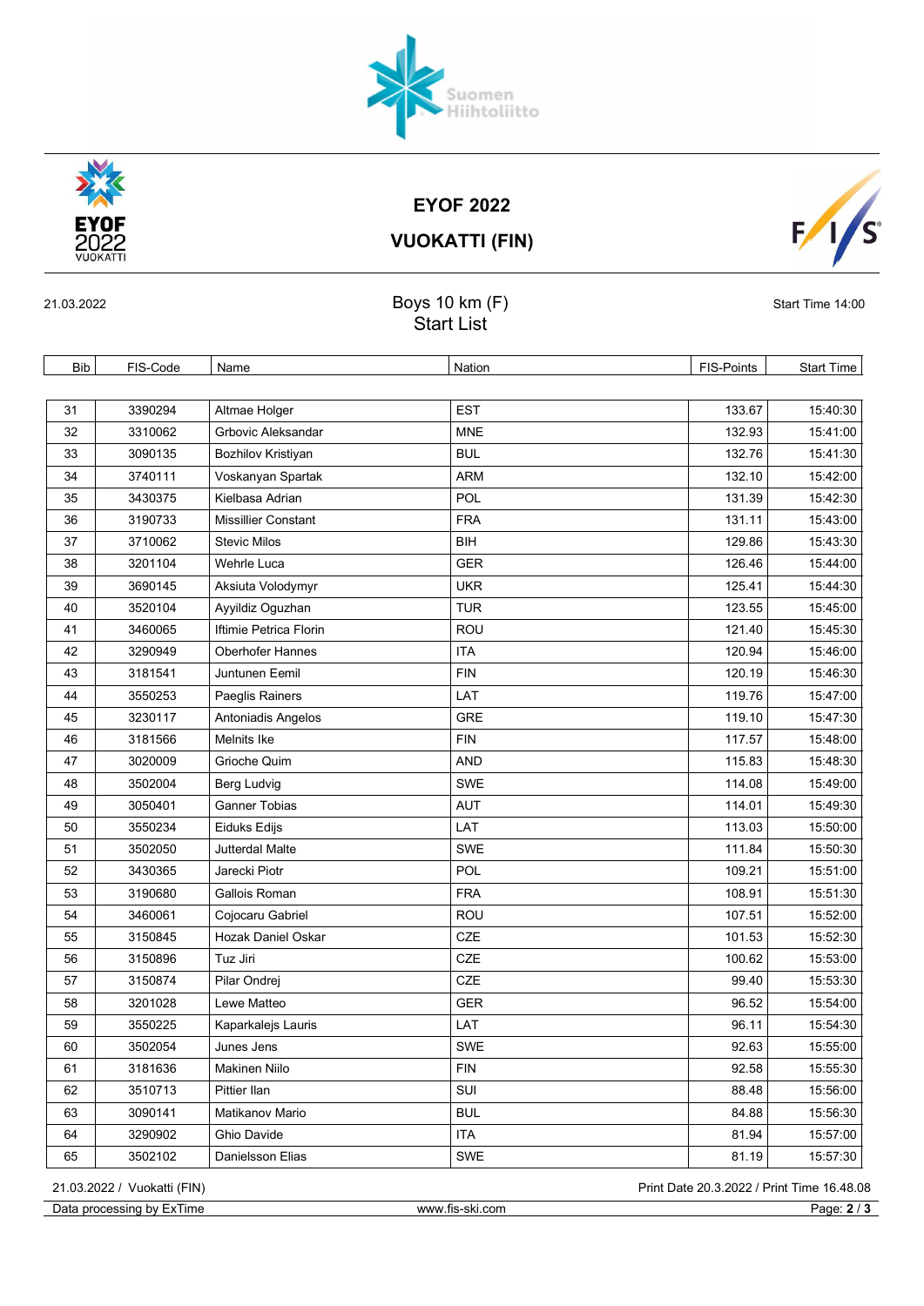# EYOF 2022

## VUOKATTI (FIN)

21.03.2022

### Boys 10 km (F)
### Start List

Start Time 14:00

| Bib | FIS-Code | Name | Nation | FIS-Points | Start Time |
|---|---|---|---|---|---|
| 31 | 3390294 | Altmae Holger | EST | 133.67 | 15:40:30 |
| 32 | 3310062 | Grbovic Aleksandar | MNE | 132.93 | 15:41:00 |
| 33 | 3090135 | Bozhilov Kristiyan | BUL | 132.76 | 15:41:30 |
| 34 | 3740111 | Voskanyan Spartak | ARM | 132.10 | 15:42:00 |
| 35 | 3430375 | Kielbasa Adrian | POL | 131.39 | 15:42:30 |
| 36 | 3190733 | Missillier Constant | FRA | 131.11 | 15:43:00 |
| 37 | 3710062 | Stevic Milos | BIH | 129.86 | 15:43:30 |
| 38 | 3201104 | Wehrle Luca | GER | 126.46 | 15:44:00 |
| 39 | 3690145 | Aksiuta Volodymyr | UKR | 125.41 | 15:44:30 |
| 40 | 3520104 | Ayyildiz Oguzhan | TUR | 123.55 | 15:45:00 |
| 41 | 3460065 | Iftimie Petrica Florin | ROU | 121.40 | 15:45:30 |
| 42 | 3290949 | Oberhofer Hannes | ITA | 120.94 | 15:46:00 |
| 43 | 3181541 | Juntunen Eemil | FIN | 120.19 | 15:46:30 |
| 44 | 3550253 | Paeglis Rainers | LAT | 119.76 | 15:47:00 |
| 45 | 3230117 | Antoniadis Angelos | GRE | 119.10 | 15:47:30 |
| 46 | 3181566 | Melnits Ike | FIN | 117.57 | 15:48:00 |
| 47 | 3020009 | Grioche Quim | AND | 115.83 | 15:48:30 |
| 48 | 3502004 | Berg Ludvig | SWE | 114.08 | 15:49:00 |
| 49 | 3050401 | Ganner Tobias | AUT | 114.01 | 15:49:30 |
| 50 | 3550234 | Eiduks Edijs | LAT | 113.03 | 15:50:00 |
| 51 | 3502050 | Jutterdal Malte | SWE | 111.84 | 15:50:30 |
| 52 | 3430365 | Jarecki Piotr | POL | 109.21 | 15:51:00 |
| 53 | 3190680 | Gallois Roman | FRA | 108.91 | 15:51:30 |
| 54 | 3460061 | Cojocaru Gabriel | ROU | 107.51 | 15:52:00 |
| 55 | 3150845 | Hozak Daniel Oskar | CZE | 101.53 | 15:52:30 |
| 56 | 3150896 | Tuz Jiri | CZE | 100.62 | 15:53:00 |
| 57 | 3150874 | Pilar Ondrej | CZE | 99.40 | 15:53:30 |
| 58 | 3201028 | Lewe Matteo | GER | 96.52 | 15:54:00 |
| 59 | 3550225 | Kaparkalejs Lauris | LAT | 96.11 | 15:54:30 |
| 60 | 3502054 | Junes Jens | SWE | 92.63 | 15:55:00 |
| 61 | 3181636 | Makinen Niilo | FIN | 92.58 | 15:55:30 |
| 62 | 3510713 | Pittier Ilan | SUI | 88.48 | 15:56:00 |
| 63 | 3090141 | Matikanov Mario | BUL | 84.88 | 15:56:30 |
| 64 | 3290902 | Ghio Davide | ITA | 81.94 | 15:57:00 |
| 65 | 3502102 | Danielsson Elias | SWE | 81.19 | 15:57:30 |

21.03.2022 / Vuokatti (FIN) — Print Date 20.3.2022 / Print Time 16.48.08

Data processing by ExTime — www.fis-ski.com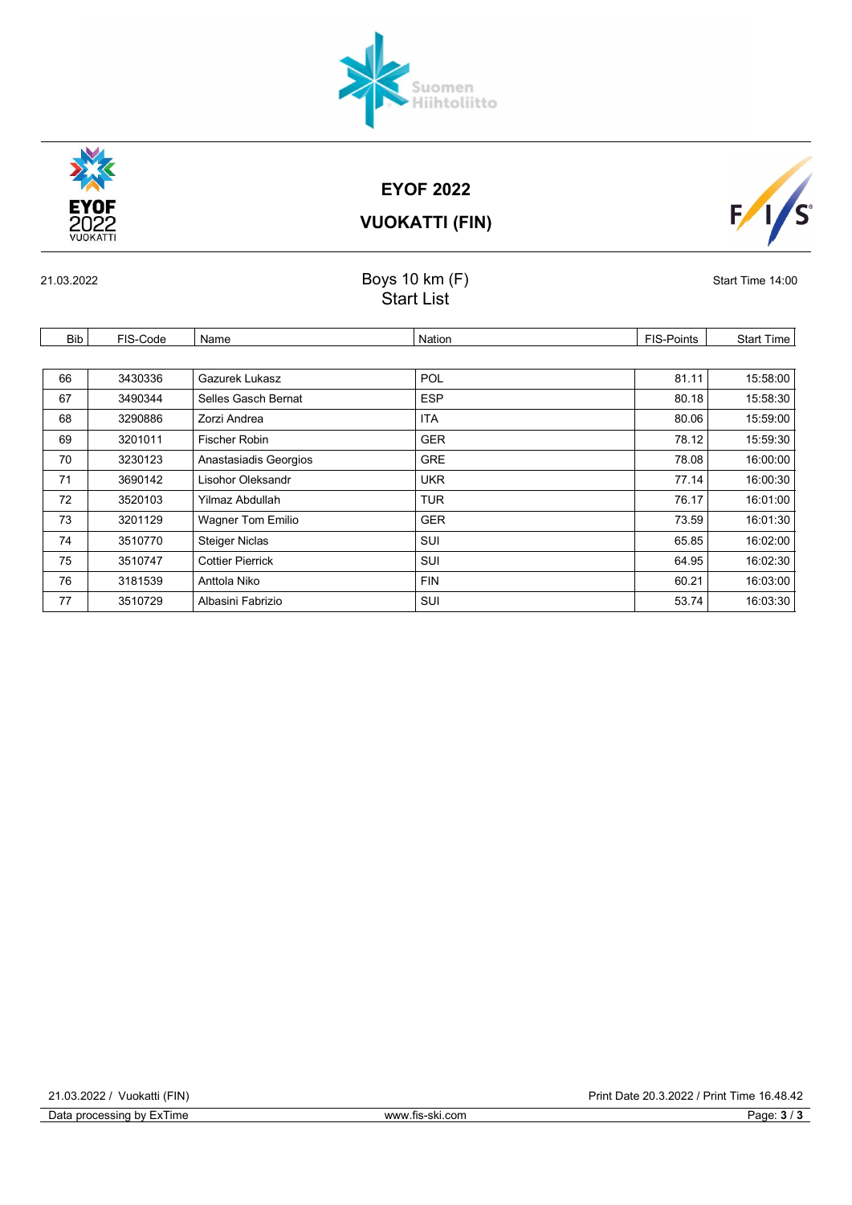# EYOF 2022

## VUOKATTI (FIN)

21.03.2022

### Boys 10 km (F)
### Start List

Start Time 14:00

| Bib | FIS-Code | Name | Nation | FIS-Points | Start Time |
|---|---|---|---|---|---|
| 66 | 3430336 | Gazurek Lukasz | POL | 81.11 | 15:58:00 |
| 67 | 3490344 | Selles Gasch Bernat | ESP | 80.18 | 15:58:30 |
| 68 | 3290886 | Zorzi Andrea | ITA | 80.06 | 15:59:00 |
| 69 | 3201011 | Fischer Robin | GER | 78.12 | 15:59:30 |
| 70 | 3230123 | Anastasiadis Georgios | GRE | 78.08 | 16:00:00 |
| 71 | 3690142 | Lisohor Oleksandr | UKR | 77.14 | 16:00:30 |
| 72 | 3520103 | Yilmaz Abdullah | TUR | 76.17 | 16:01:00 |
| 73 | 3201129 | Wagner Tom Emilio | GER | 73.59 | 16:01:30 |
| 74 | 3510770 | Steiger Niclas | SUI | 65.85 | 16:02:00 |
| 75 | 3510747 | Cottier Pierrick | SUI | 64.95 | 16:02:30 |
| 76 | 3181539 | Anttola Niko | FIN | 60.21 | 16:03:00 |
| 77 | 3510729 | Albasini Fabrizio | SUI | 53.74 | 16:03:30 |

21.03.2022 / Vuokatti (FIN)

Print Date 20.3.2022 / Print Time 16.48.42

Data processing by ExTime

www.fis-ski.com